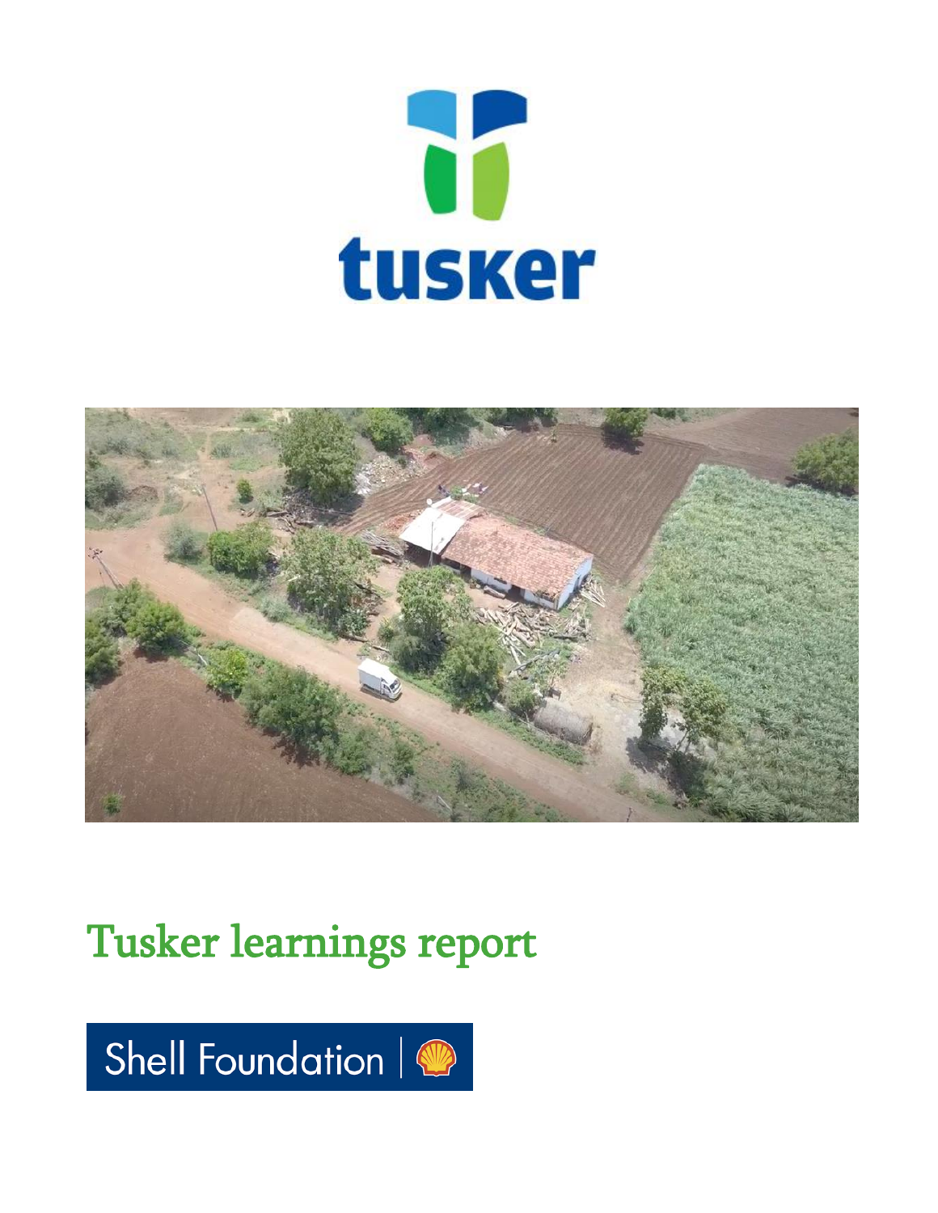tusker

# Tusker learnings report

Shell Foundation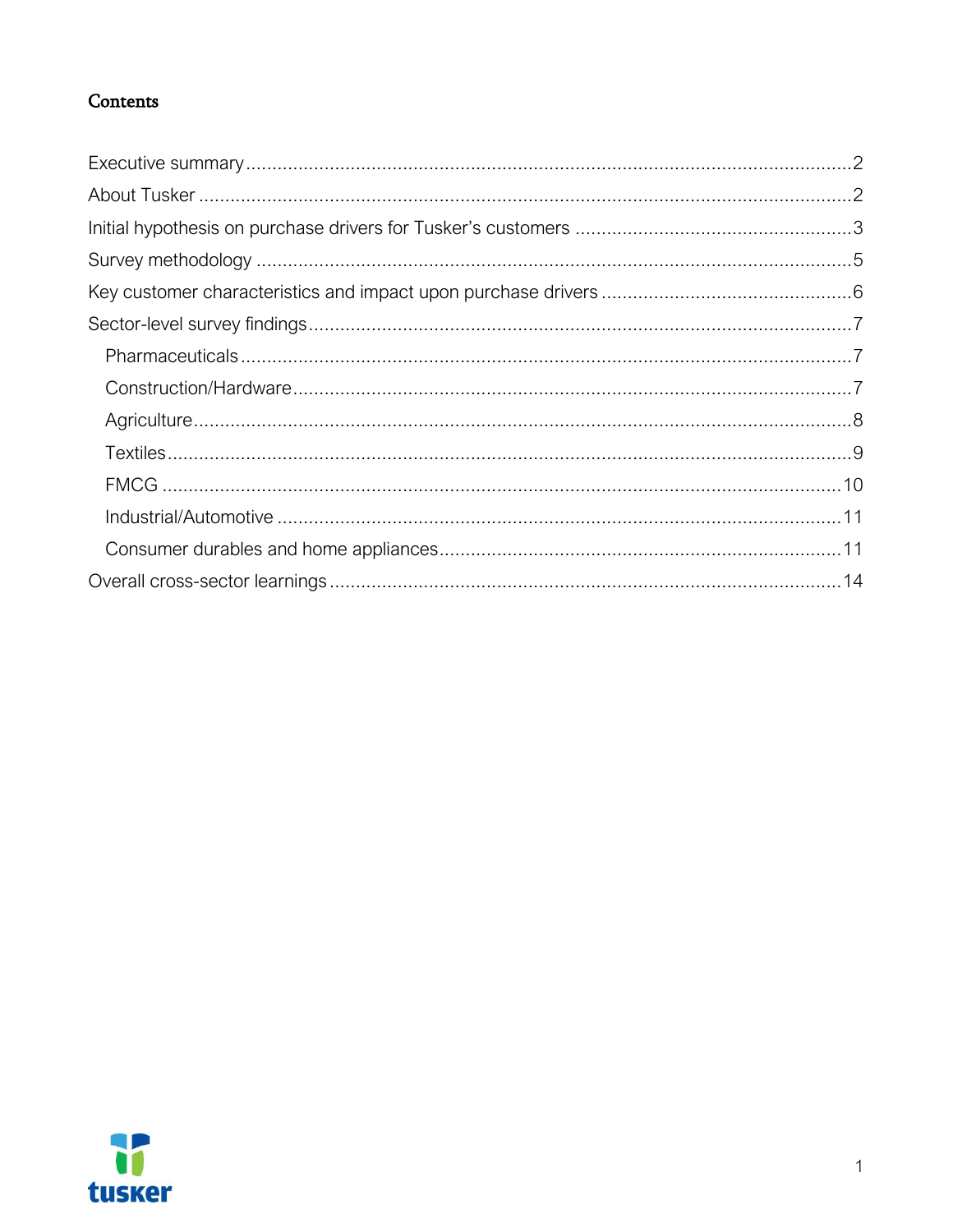# Contents

- Executive summary ........................................ 2
- About Tusker ........................................ 2
- Initial hypothesis on purchase drivers for Tusker's customers ........................................ 3
- Survey methodology ........................................ 5
- Key customer characteristics and impact upon purchase drivers ........................................ 6
- Sector-level survey findings ........................................ 7
  - Pharmaceuticals ........................................ 7
  - Construction/Hardware ........................................ 7
  - Agriculture ........................................ 8
  - Textiles ........................................ 9
  - FMCG ........................................ 10
  - Industrial/Automotive ........................................ 11
  - Consumer durables and home appliances ........................................ 11
- Overall cross-sector learnings ........................................ 14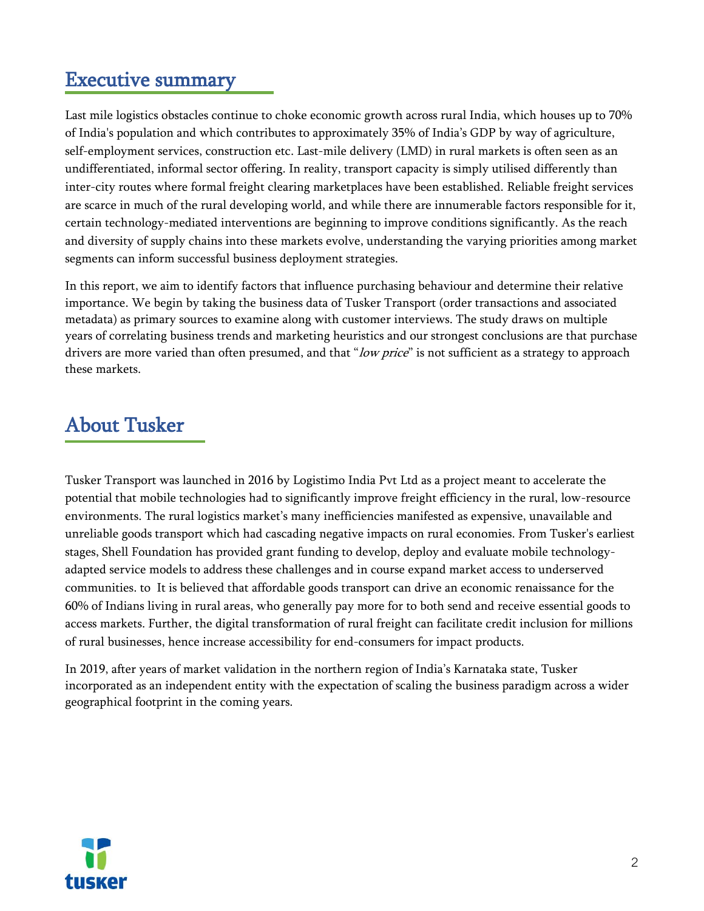## Executive summary

Last mile logistics obstacles continue to choke economic growth across rural India, which houses up to 70% of India's population and which contributes to approximately 35% of India's GDP by way of agriculture, self-employment services, construction etc. Last-mile delivery (LMD) in rural markets is often seen as an undifferentiated, informal sector offering. In reality, transport capacity is simply utilised differently than inter-city routes where formal freight clearing marketplaces have been established. Reliable freight services are scarce in much of the rural developing world, and while there are innumerable factors responsible for it, certain technology-mediated interventions are beginning to improve conditions significantly. As the reach and diversity of supply chains into these markets evolve, understanding the varying priorities among market segments can inform successful business deployment strategies.

In this report, we aim to identify factors that influence purchasing behaviour and determine their relative importance. We begin by taking the business data of Tusker Transport (order transactions and associated metadata) as primary sources to examine along with customer interviews. The study draws on multiple years of correlating business trends and marketing heuristics and our strongest conclusions are that purchase drivers are more varied than often presumed, and that "*low price*" is not sufficient as a strategy to approach these markets.

## About Tusker

Tusker Transport was launched in 2016 by Logistimo India Pvt Ltd as a project meant to accelerate the potential that mobile technologies had to significantly improve freight efficiency in the rural, low-resource environments. The rural logistics market's many inefficiencies manifested as expensive, unavailable and unreliable goods transport which had cascading negative impacts on rural economies. From Tusker's earliest stages, Shell Foundation has provided grant funding to develop, deploy and evaluate mobile technology-adapted service models to address these challenges and in course expand market access to underserved communities. to It is believed that affordable goods transport can drive an economic renaissance for the 60% of Indians living in rural areas, who generally pay more for to both send and receive essential goods to access markets. Further, the digital transformation of rural freight can facilitate credit inclusion for millions of rural businesses, hence increase accessibility for end-consumers for impact products.

In 2019, after years of market validation in the northern region of India's Karnataka state, Tusker incorporated as an independent entity with the expectation of scaling the business paradigm across a wider geographical footprint in the coming years.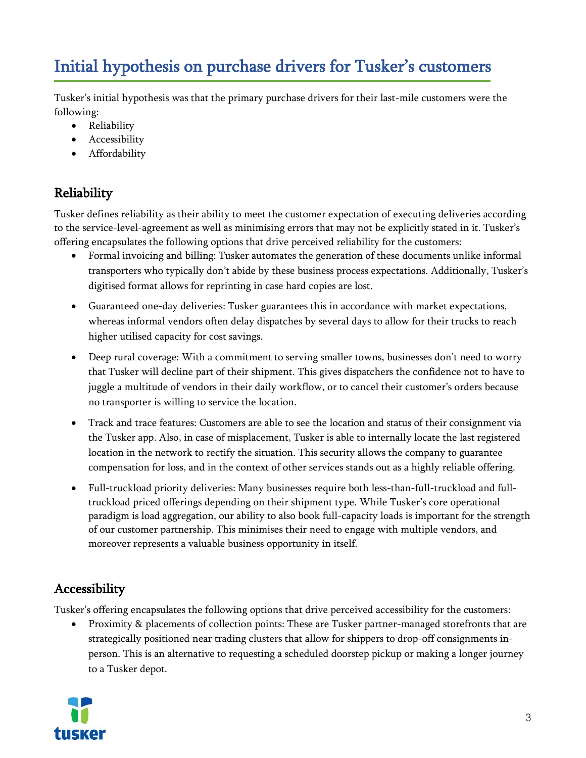# Initial hypothesis on purchase drivers for Tusker's customers

Tusker's initial hypothesis was that the primary purchase drivers for their last-mile customers were the following:

- Reliability
- Accessibility
- Affordability

## Reliability

Tusker defines reliability as their ability to meet the customer expectation of executing deliveries according to the service-level-agreement as well as minimising errors that may not be explicitly stated in it. Tusker's offering encapsulates the following options that drive perceived reliability for the customers:

- Formal invoicing and billing: Tusker automates the generation of these documents unlike informal transporters who typically don't abide by these business process expectations. Additionally, Tusker's digitised format allows for reprinting in case hard copies are lost.
- Guaranteed one-day deliveries: Tusker guarantees this in accordance with market expectations, whereas informal vendors often delay dispatches by several days to allow for their trucks to reach higher utilised capacity for cost savings.
- Deep rural coverage: With a commitment to serving smaller towns, businesses don't need to worry that Tusker will decline part of their shipment. This gives dispatchers the confidence not to have to juggle a multitude of vendors in their daily workflow, or to cancel their customer's orders because no transporter is willing to service the location.
- Track and trace features: Customers are able to see the location and status of their consignment via the Tusker app. Also, in case of misplacement, Tusker is able to internally locate the last registered location in the network to rectify the situation. This security allows the company to guarantee compensation for loss, and in the context of other services stands out as a highly reliable offering.
- Full-truckload priority deliveries: Many businesses require both less-than-full-truckload and full-truckload priced offerings depending on their shipment type. While Tusker's core operational paradigm is load aggregation, our ability to also book full-capacity loads is important for the strength of our customer partnership. This minimises their need to engage with multiple vendors, and moreover represents a valuable business opportunity in itself.

## Accessibility

Tusker's offering encapsulates the following options that drive perceived accessibility for the customers:

- Proximity & placements of collection points: These are Tusker partner-managed storefronts that are strategically positioned near trading clusters that allow for shippers to drop-off consignments in-person. This is an alternative to requesting a scheduled doorstep pickup or making a longer journey to a Tusker depot.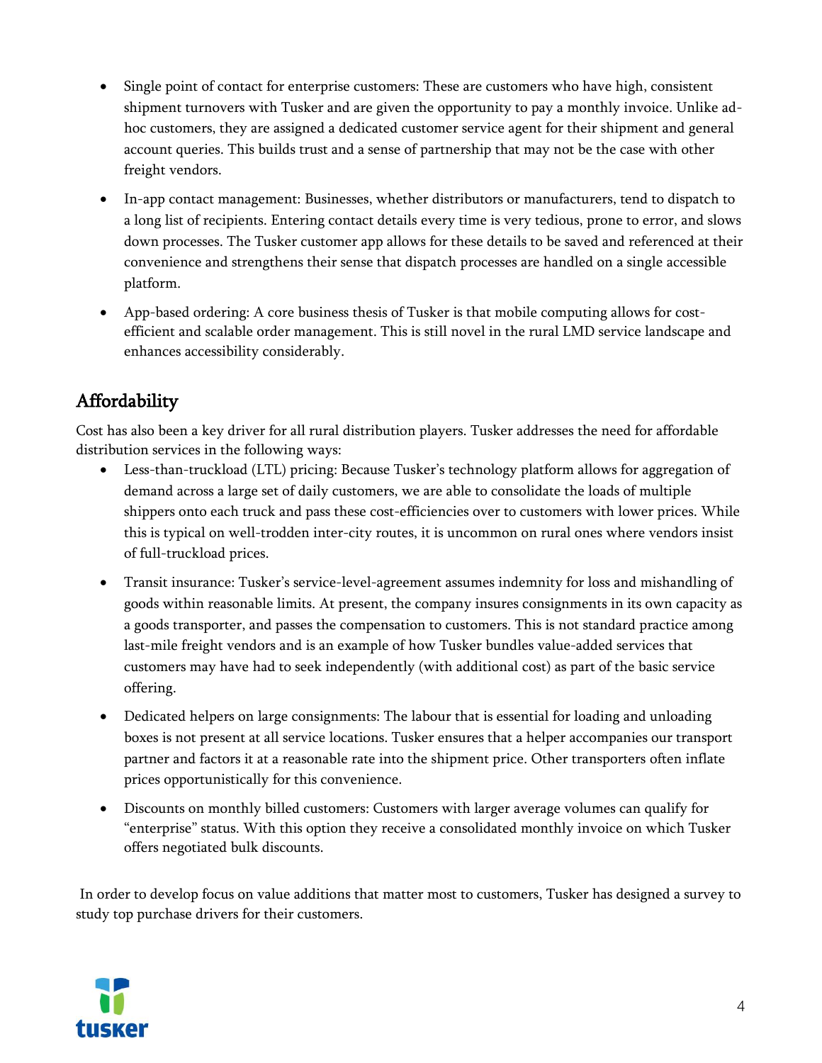- Single point of contact for enterprise customers: These are customers who have high, consistent shipment turnovers with Tusker and are given the opportunity to pay a monthly invoice. Unlike ad-hoc customers, they are assigned a dedicated customer service agent for their shipment and general account queries. This builds trust and a sense of partnership that may not be the case with other freight vendors.
- In-app contact management: Businesses, whether distributors or manufacturers, tend to dispatch to a long list of recipients. Entering contact details every time is very tedious, prone to error, and slows down processes. The Tusker customer app allows for these details to be saved and referenced at their convenience and strengthens their sense that dispatch processes are handled on a single accessible platform.
- App-based ordering: A core business thesis of Tusker is that mobile computing allows for cost-efficient and scalable order management. This is still novel in the rural LMD service landscape and enhances accessibility considerably.

## Affordability

Cost has also been a key driver for all rural distribution players. Tusker addresses the need for affordable distribution services in the following ways:

- Less-than-truckload (LTL) pricing: Because Tusker's technology platform allows for aggregation of demand across a large set of daily customers, we are able to consolidate the loads of multiple shippers onto each truck and pass these cost-efficiencies over to customers with lower prices. While this is typical on well-trodden inter-city routes, it is uncommon on rural ones where vendors insist of full-truckload prices.
- Transit insurance: Tusker's service-level-agreement assumes indemnity for loss and mishandling of goods within reasonable limits. At present, the company insures consignments in its own capacity as a goods transporter, and passes the compensation to customers. This is not standard practice among last-mile freight vendors and is an example of how Tusker bundles value-added services that customers may have had to seek independently (with additional cost) as part of the basic service offering.
- Dedicated helpers on large consignments: The labour that is essential for loading and unloading boxes is not present at all service locations. Tusker ensures that a helper accompanies our transport partner and factors it at a reasonable rate into the shipment price. Other transporters often inflate prices opportunistically for this convenience.
- Discounts on monthly billed customers: Customers with larger average volumes can qualify for "enterprise" status. With this option they receive a consolidated monthly invoice on which Tusker offers negotiated bulk discounts.

In order to develop focus on value additions that matter most to customers, Tusker has designed a survey to study top purchase drivers for their customers.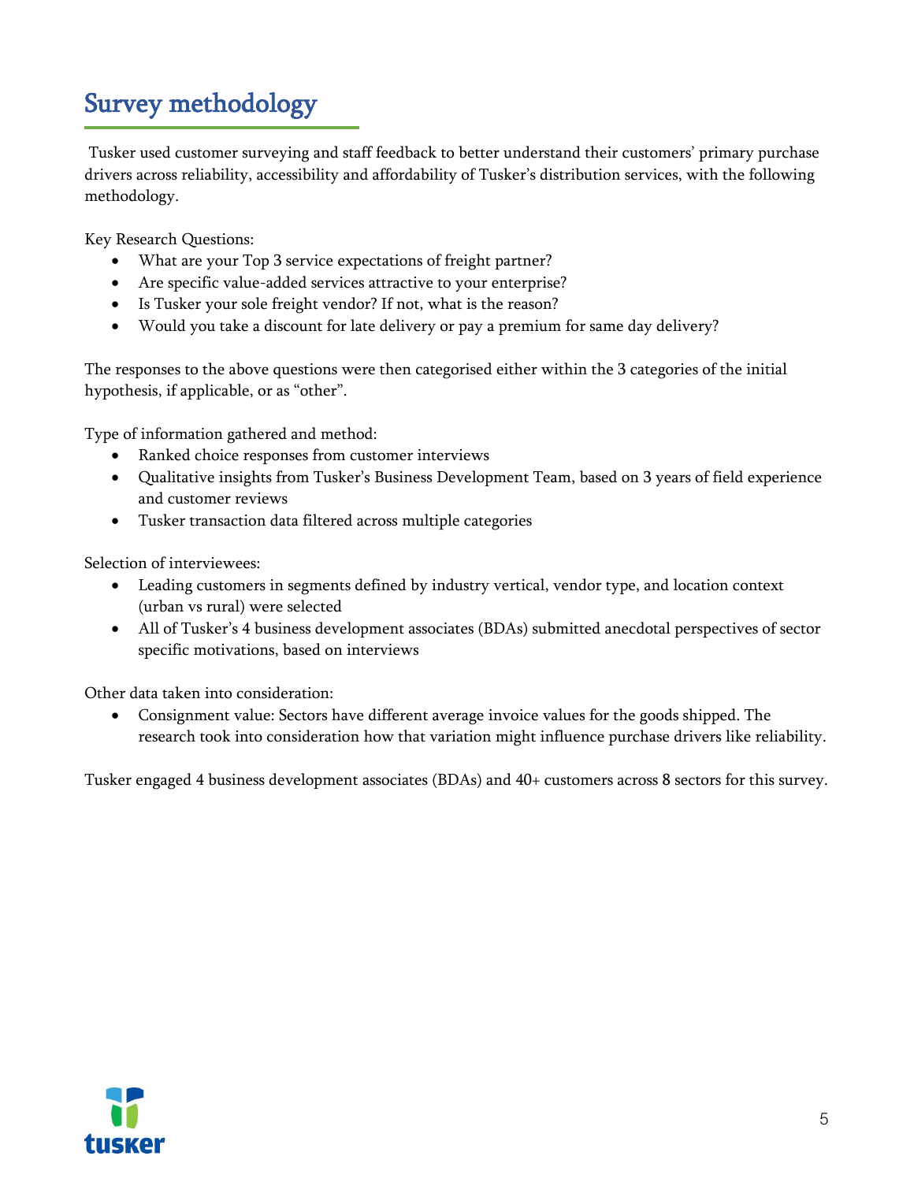# Survey methodology

Tusker used customer surveying and staff feedback to better understand their customers' primary purchase drivers across reliability, accessibility and affordability of Tusker's distribution services, with the following methodology.

Key Research Questions:

- What are your Top 3 service expectations of freight partner?
- Are specific value-added services attractive to your enterprise?
- Is Tusker your sole freight vendor? If not, what is the reason?
- Would you take a discount for late delivery or pay a premium for same day delivery?

The responses to the above questions were then categorised either within the 3 categories of the initial hypothesis, if applicable, or as "other".

Type of information gathered and method:

- Ranked choice responses from customer interviews
- Qualitative insights from Tusker's Business Development Team, based on 3 years of field experience and customer reviews
- Tusker transaction data filtered across multiple categories

Selection of interviewees:

- Leading customers in segments defined by industry vertical, vendor type, and location context (urban vs rural) were selected
- All of Tusker's 4 business development associates (BDAs) submitted anecdotal perspectives of sector specific motivations, based on interviews

Other data taken into consideration:

- Consignment value: Sectors have different average invoice values for the goods shipped. The research took into consideration how that variation might influence purchase drivers like reliability.

Tusker engaged 4 business development associates (BDAs) and 40+ customers across 8 sectors for this survey.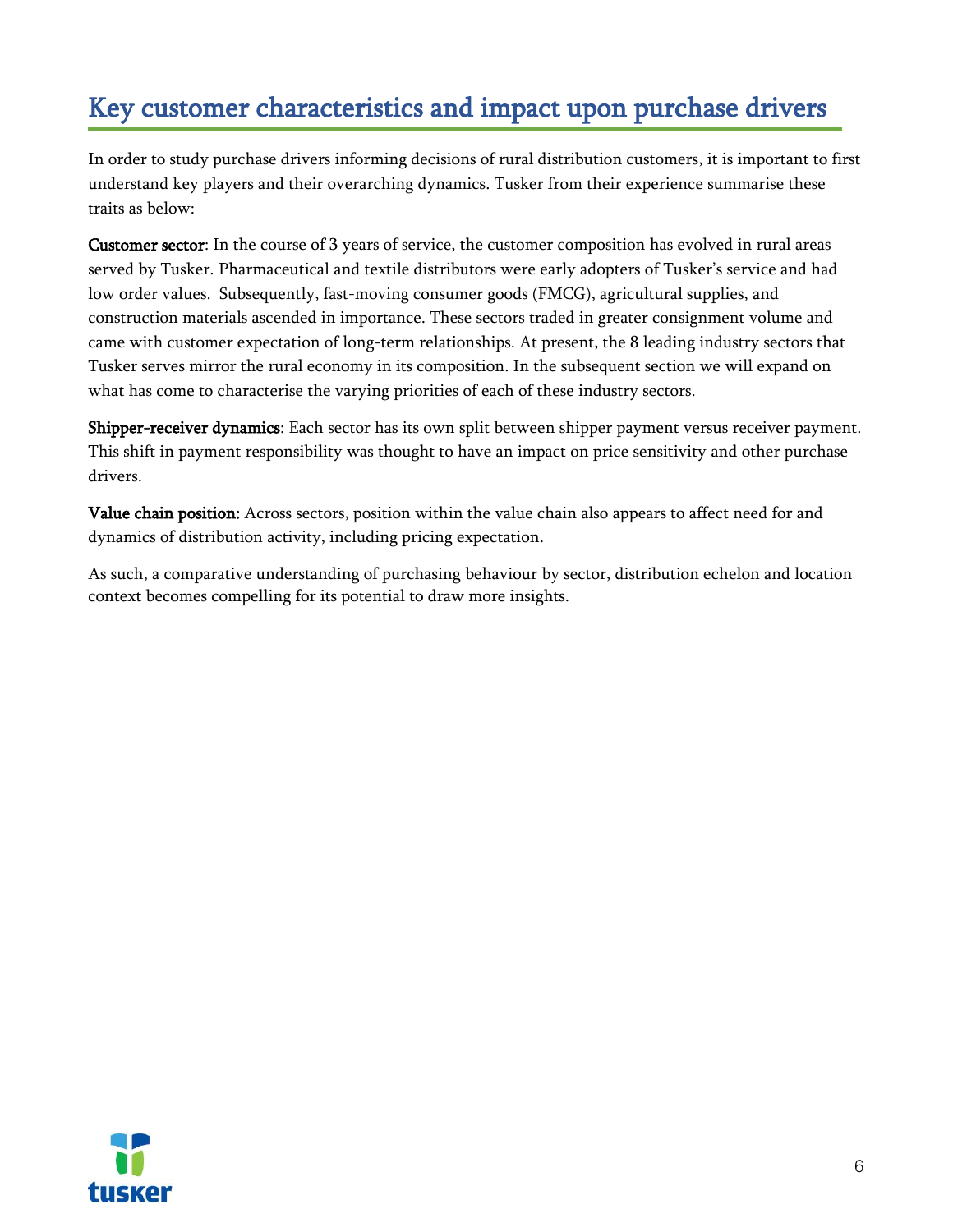## Key customer characteristics and impact upon purchase drivers

In order to study purchase drivers informing decisions of rural distribution customers, it is important to first understand key players and their overarching dynamics. Tusker from their experience summarise these traits as below:

**Customer sector**: In the course of 3 years of service, the customer composition has evolved in rural areas served by Tusker. Pharmaceutical and textile distributors were early adopters of Tusker's service and had low order values. Subsequently, fast-moving consumer goods (FMCG), agricultural supplies, and construction materials ascended in importance. These sectors traded in greater consignment volume and came with customer expectation of long-term relationships. At present, the 8 leading industry sectors that Tusker serves mirror the rural economy in its composition. In the subsequent section we will expand on what has come to characterise the varying priorities of each of these industry sectors.

**Shipper-receiver dynamics**: Each sector has its own split between shipper payment versus receiver payment. This shift in payment responsibility was thought to have an impact on price sensitivity and other purchase drivers.

**Value chain position:** Across sectors, position within the value chain also appears to affect need for and dynamics of distribution activity, including pricing expectation.

As such, a comparative understanding of purchasing behaviour by sector, distribution echelon and location context becomes compelling for its potential to draw more insights.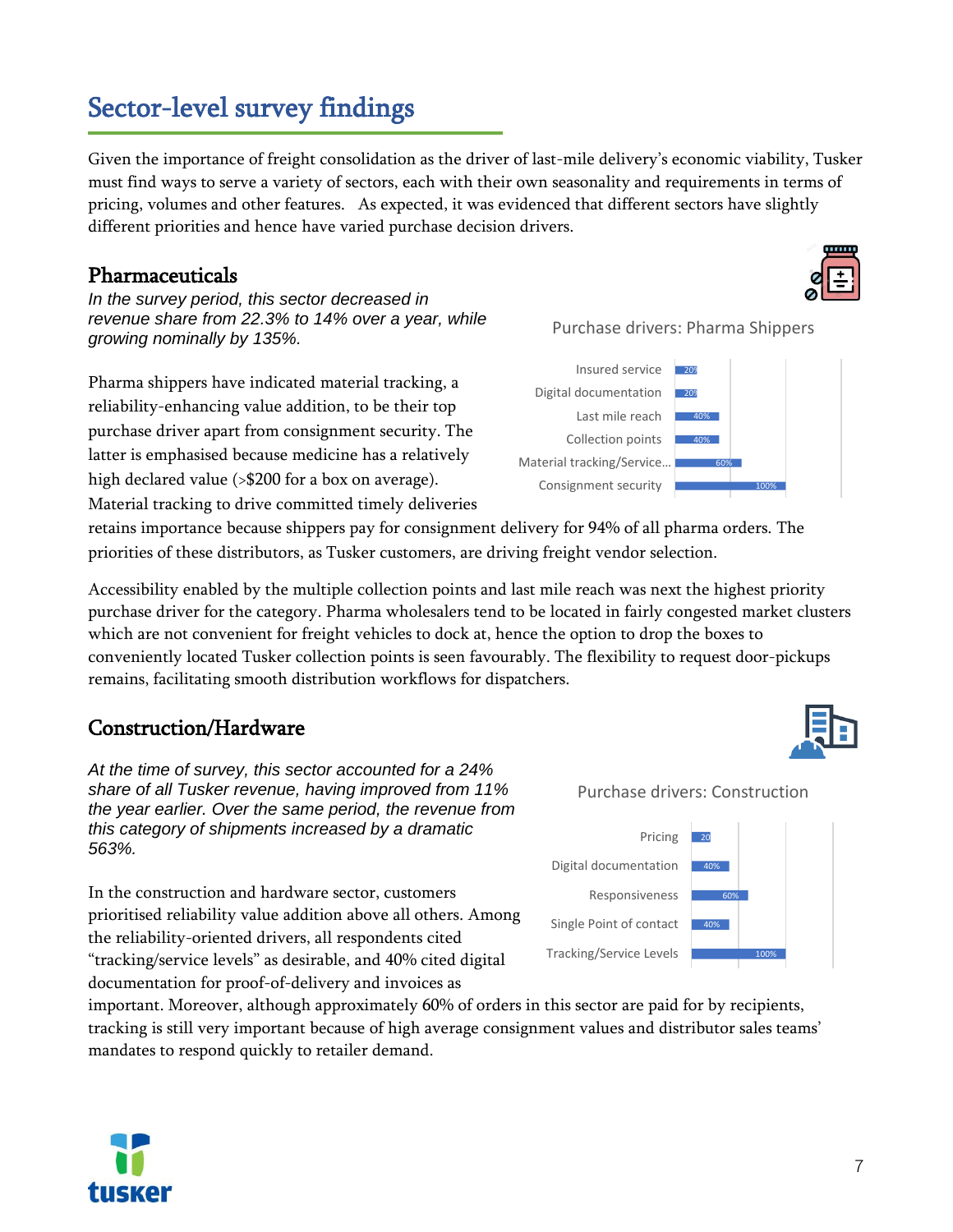# Sector-level survey findings

Given the importance of freight consolidation as the driver of last-mile delivery's economic viability, Tusker must find ways to serve a variety of sectors, each with their own seasonality and requirements in terms of pricing, volumes and other features. As expected, it was evidenced that different sectors have slightly different priorities and hence have varied purchase decision drivers.

## Pharmaceuticals

*In the survey period, this sector decreased in revenue share from 22.3% to 14% over a year, while growing nominally by 135%.*

Purchase drivers: Pharma Shippers

Insured service 20%
Digital documentation 20%
Last mile reach 40%
Collection points 40%
Material tracking/Service... 60%
Consignment security 100%

Pharma shippers have indicated material tracking, a reliability-enhancing value addition, to be their top purchase driver apart from consignment security. The latter is emphasised because medicine has a relatively high declared value (>$200 for a box on average). Material tracking to drive committed timely deliveries retains importance because shippers pay for consignment delivery for 94% of all pharma orders. The priorities of these distributors, as Tusker customers, are driving freight vendor selection.

Accessibility enabled by the multiple collection points and last mile reach was next the highest priority purchase driver for the category. Pharma wholesalers tend to be located in fairly congested market clusters which are not convenient for freight vehicles to dock at, hence the option to drop the boxes to conveniently located Tusker collection points is seen favourably. The flexibility to request door-pickups remains, facilitating smooth distribution workflows for dispatchers.

## Construction/Hardware

*At the time of survey, this sector accounted for a 24% share of all Tusker revenue, having improved from 11% the year earlier. Over the same period, the revenue from this category of shipments increased by a dramatic 563%.*

Purchase drivers: Construction

Pricing 20
Digital documentation 40%
Responsiveness 60%
Single Point of contact 40%
Tracking/Service Levels 100%

In the construction and hardware sector, customers prioritised reliability value addition above all others. Among the reliability-oriented drivers, all respondents cited "tracking/service levels" as desirable, and 40% cited digital documentation for proof-of-delivery and invoices as important. Moreover, although approximately 60% of orders in this sector are paid for by recipients, tracking is still very important because of high average consignment values and distributor sales teams' mandates to respond quickly to retailer demand.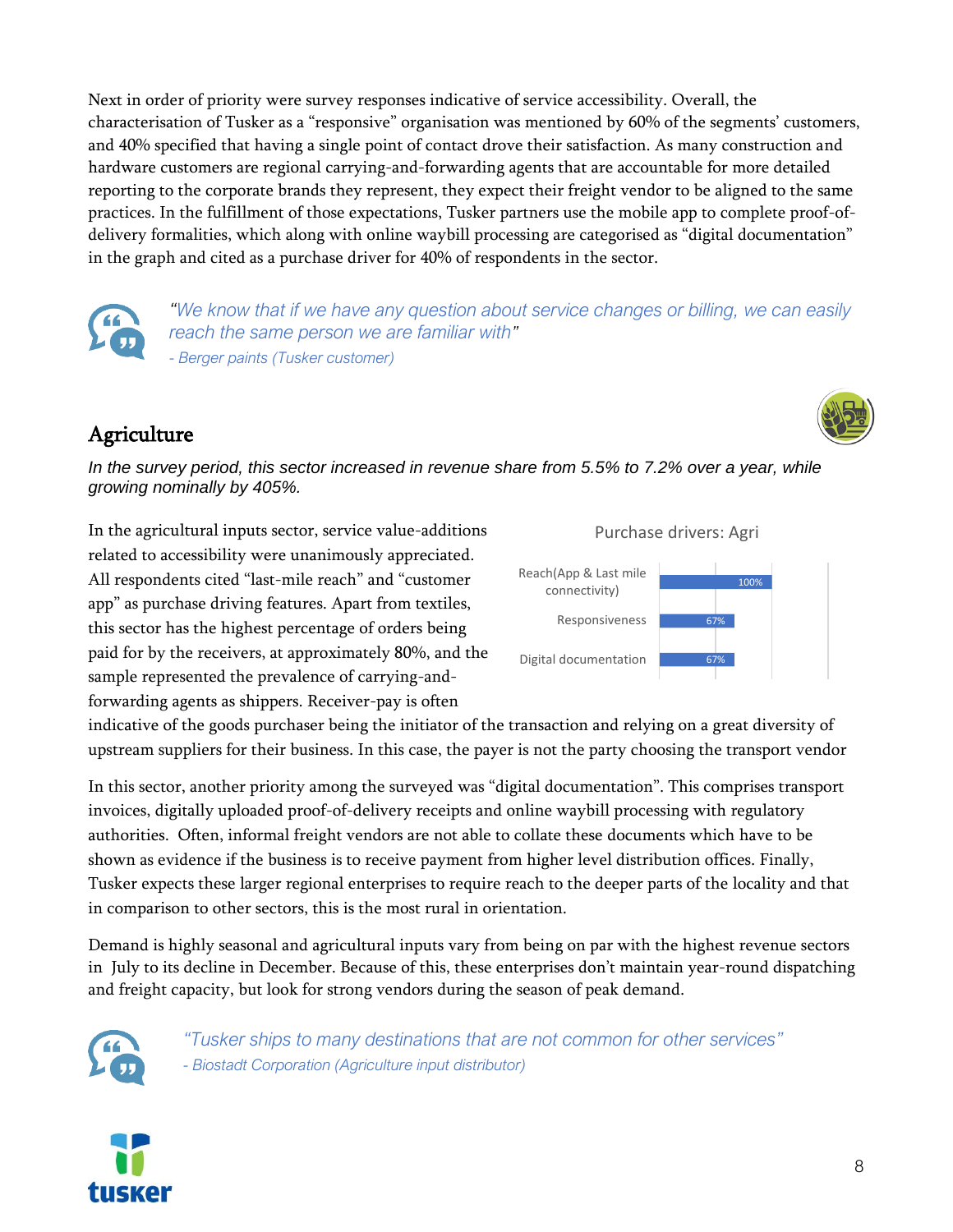Next in order of priority were survey responses indicative of service accessibility. Overall, the characterisation of Tusker as a "responsive" organisation was mentioned by 60% of the segments' customers, and 40% specified that having a single point of contact drove their satisfaction. As many construction and hardware customers are regional carrying-and-forwarding agents that are accountable for more detailed reporting to the corporate brands they represent, they expect their freight vendor to be aligned to the same practices. In the fulfillment of those expectations, Tusker partners use the mobile app to complete proof-of-delivery formalities, which along with online waybill processing are categorised as "digital documentation" in the graph and cited as a purchase driver for 40% of respondents in the sector.

> *"We know that if we have any question about service changes or billing, we can easily reach the same person we are familiar with"*
> *- Berger paints (Tusker customer)*

## Agriculture

*In the survey period, this sector increased in revenue share from 5.5% to 7.2% over a year, while growing nominally by 405%.*

In the agricultural inputs sector, service value-additions related to accessibility were unanimously appreciated. All respondents cited "last-mile reach" and "customer app" as purchase driving features. Apart from textiles, this sector has the highest percentage of orders being paid for by the receivers, at approximately 80%, and the sample represented the prevalence of carrying-and-forwarding agents as shippers. Receiver-pay is often indicative of the goods purchaser being the initiator of the transaction and relying on a great diversity of upstream suppliers for their business. In this case, the payer is not the party choosing the transport vendor

Purchase drivers: Agri

Reach(App & Last mile connectivity) 100%

Responsiveness 67%

Digital documentation 67%

In this sector, another priority among the surveyed was "digital documentation". This comprises transport invoices, digitally uploaded proof-of-delivery receipts and online waybill processing with regulatory authorities. Often, informal freight vendors are not able to collate these documents which have to be shown as evidence if the business is to receive payment from higher level distribution offices. Finally, Tusker expects these larger regional enterprises to require reach to the deeper parts of the locality and that in comparison to other sectors, this is the most rural in orientation.

Demand is highly seasonal and agricultural inputs vary from being on par with the highest revenue sectors in July to its decline in December. Because of this, these enterprises don't maintain year-round dispatching and freight capacity, but look for strong vendors during the season of peak demand.

> *"Tusker ships to many destinations that are not common for other services"*
> *- Biostadt Corporation (Agriculture input distributor)*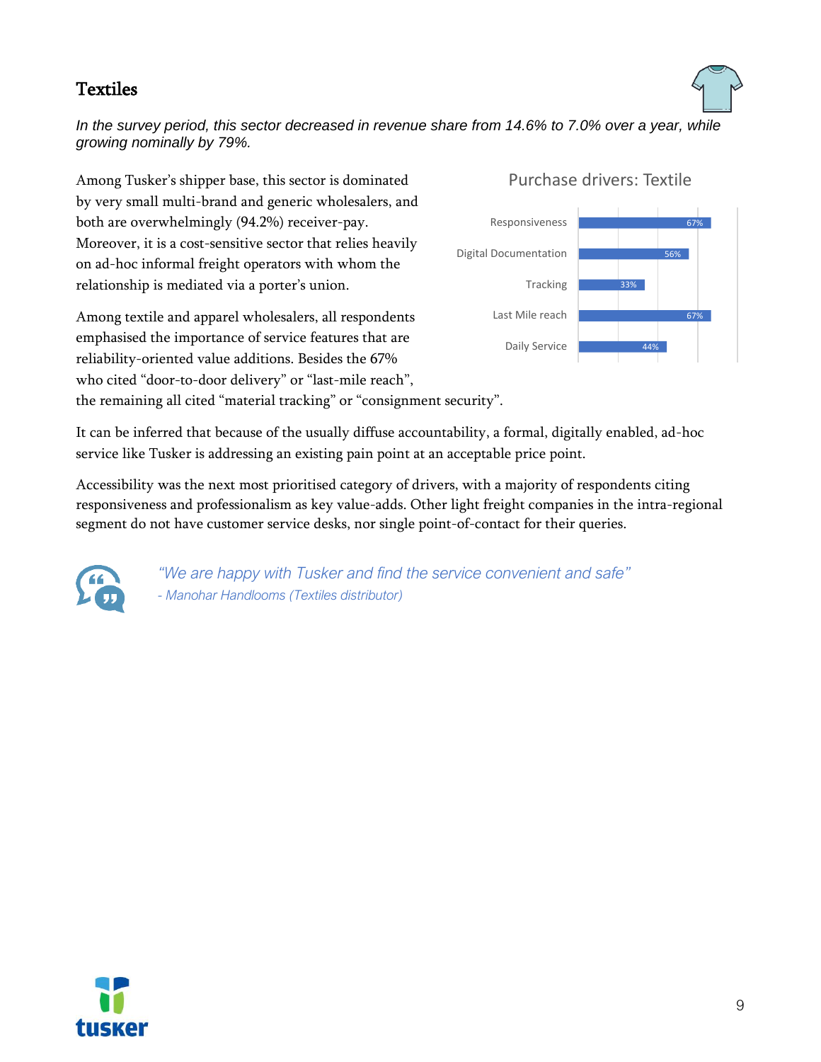## Textiles

*In the survey period, this sector decreased in revenue share from 14.6% to 7.0% over a year, while growing nominally by 79%.*

Among Tusker's shipper base, this sector is dominated by very small multi-brand and generic wholesalers, and both are overwhelmingly (94.2%) receiver-pay. Moreover, it is a cost-sensitive sector that relies heavily on ad-hoc informal freight operators with whom the relationship is mediated via a porter's union.

**Purchase drivers: Textile**

| Driver | Share |
|---|---|
| Responsiveness | 67% |
| Digital Documentation | 56% |
| Tracking | 33% |
| Last Mile reach | 67% |
| Daily Service | 44% |

Among textile and apparel wholesalers, all respondents emphasised the importance of service features that are reliability-oriented value additions. Besides the 67% who cited "door-to-door delivery" or "last-mile reach", the remaining all cited "material tracking" or "consignment security".

It can be inferred that because of the usually diffuse accountability, a formal, digitally enabled, ad-hoc service like Tusker is addressing an existing pain point at an acceptable price point.

Accessibility was the next most prioritised category of drivers, with a majority of respondents citing responsiveness and professionalism as key value-adds. Other light freight companies in the intra-regional segment do not have customer service desks, nor single point-of-contact for their queries.

> *"We are happy with Tusker and find the service convenient and safe"*
> *- Manohar Handlooms (Textiles distributor)*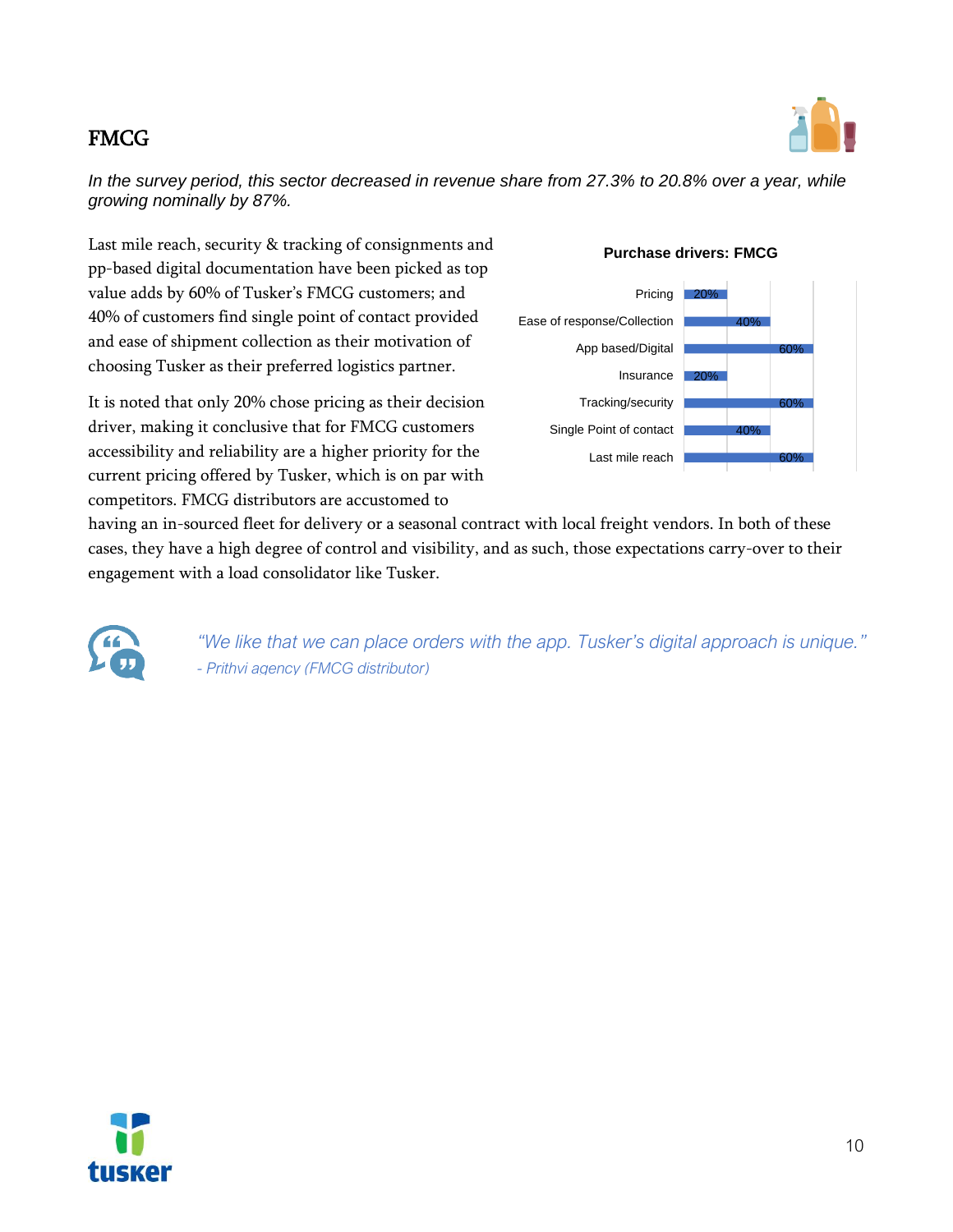## FMCG

*In the survey period, this sector decreased in revenue share from 27.3% to 20.8% over a year, while growing nominally by 87%.*

Last mile reach, security & tracking of consignments and pp-based digital documentation have been picked as top value adds by 60% of Tusker's FMCG customers; and 40% of customers find single point of contact provided and ease of shipment collection as their motivation of choosing Tusker as their preferred logistics partner.

**Purchase drivers: FMCG**

| Driver | Share |
|---|---|
| Pricing | 20% |
| Ease of response/Collection | 40% |
| App based/Digital | 60% |
| Insurance | 20% |
| Tracking/security | 60% |
| Single Point of contact | 40% |
| Last mile reach | 60% |

It is noted that only 20% chose pricing as their decision driver, making it conclusive that for FMCG customers accessibility and reliability are a higher priority for the current pricing offered by Tusker, which is on par with competitors. FMCG distributors are accustomed to having an in-sourced fleet for delivery or a seasonal contract with local freight vendors. In both of these cases, they have a high degree of control and visibility, and as such, those expectations carry-over to their engagement with a load consolidator like Tusker.

*"We like that we can place orders with the app. Tusker's digital approach is unique."*
*- Prithvi agency (FMCG distributor)*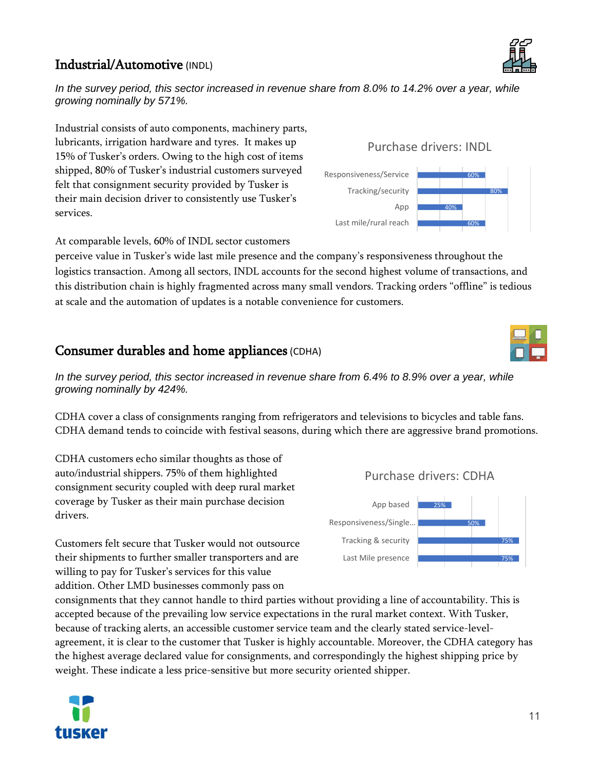## Industrial/Automotive (INDL)

*In the survey period, this sector increased in revenue share from 8.0% to 14.2% over a year, while growing nominally by 571%.*

Industrial consists of auto components, machinery parts, lubricants, irrigation hardware and tyres. It makes up 15% of Tusker's orders. Owing to the high cost of items shipped, 80% of Tusker's industrial customers surveyed felt that consignment security provided by Tusker is their main decision driver to consistently use Tusker's services.

Purchase drivers: INDL

Responsiveness/Service 60%
Tracking/security 80%
App 40%
Last mile/rural reach 60%

At comparable levels, 60% of INDL sector customers perceive value in Tusker's wide last mile presence and the company's responsiveness throughout the logistics transaction. Among all sectors, INDL accounts for the second highest volume of transactions, and this distribution chain is highly fragmented across many small vendors. Tracking orders "offline" is tedious at scale and the automation of updates is a notable convenience for customers.

## Consumer durables and home appliances (CDHA)

*In the survey period, this sector increased in revenue share from 6.4% to 8.9% over a year, while growing nominally by 424%.*

CDHA cover a class of consignments ranging from refrigerators and televisions to bicycles and table fans. CDHA demand tends to coincide with festival seasons, during which there are aggressive brand promotions.

CDHA customers echo similar thoughts as those of auto/industrial shippers. 75% of them highlighted consignment security coupled with deep rural market coverage by Tusker as their main purchase decision drivers.

Purchase drivers: CDHA

App based 25%
Responsiveness/Single... 50%
Tracking & security 75%
Last Mile presence 75%

Customers felt secure that Tusker would not outsource their shipments to further smaller transporters and are willing to pay for Tusker's services for this value addition. Other LMD businesses commonly pass on consignments that they cannot handle to third parties without providing a line of accountability. This is accepted because of the prevailing low service expectations in the rural market context. With Tusker, because of tracking alerts, an accessible customer service team and the clearly stated service-level-agreement, it is clear to the customer that Tusker is highly accountable. Moreover, the CDHA category has the highest average declared value for consignments, and correspondingly the highest shipping price by weight. These indicate a less price-sensitive but more security oriented shipper.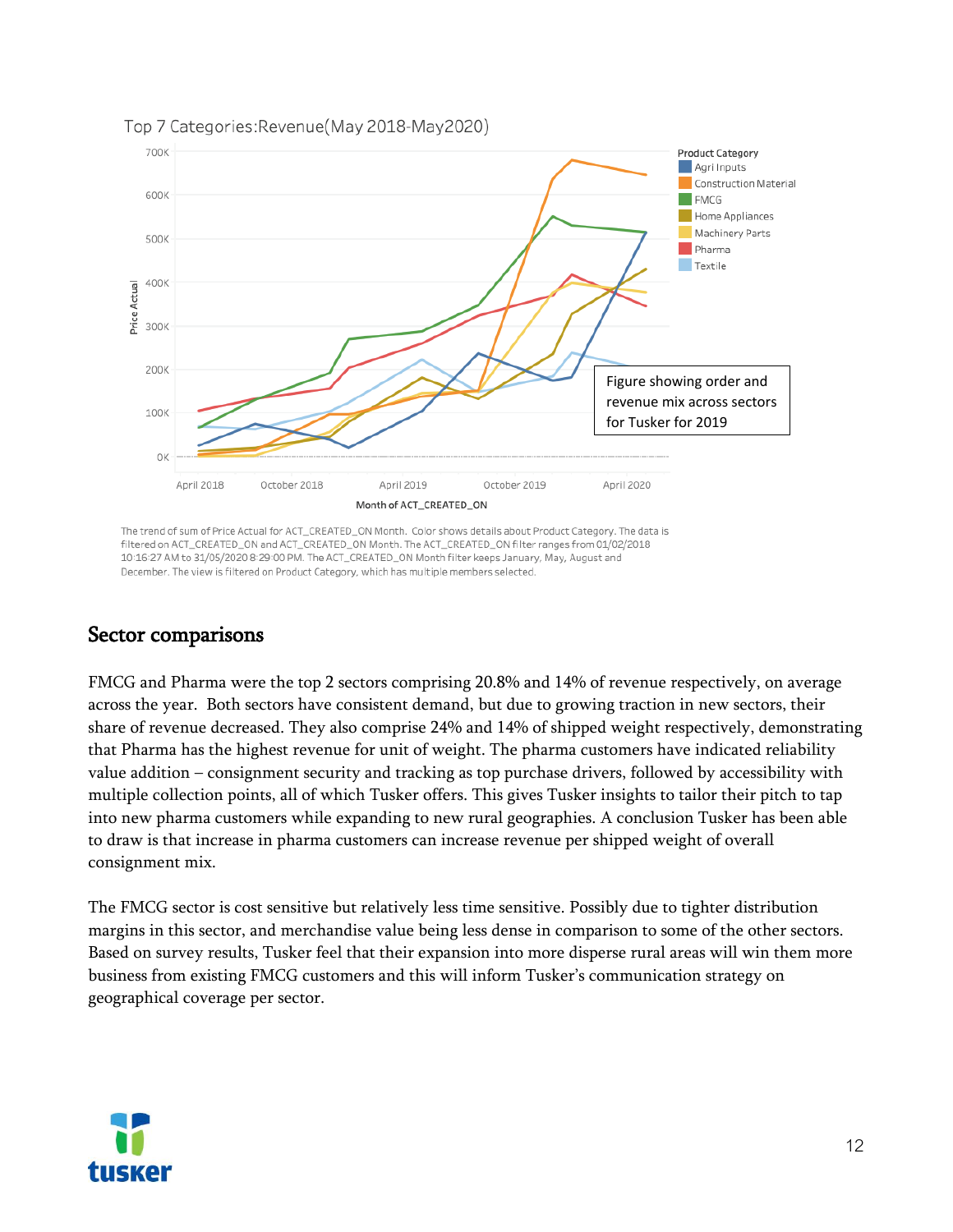Top 7 Categories:Revenue(May 2018-May2020)

Product Category
Agri Inputs
Construction Material
FMCG
Home Appliances
Machinery Parts
Pharma
Textile

700K
600K
500K
400K
300K
200K
100K
0K

Price Actual

April 2018
October 2018
April 2019
October 2019
April 2020

Month of ACT_CREATED_ON

Figure showing order and revenue mix across sectors for Tusker for 2019

The trend of sum of Price Actual for ACT_CREATED_ON Month. Color shows details about Product Category. The data is filtered on ACT_CREATED_ON and ACT_CREATED_ON Month. The ACT_CREATED_ON filter ranges from 01/02/2018 10:16:27 AM to 31/05/2020 8:29:00 PM. The ACT_CREATED_ON Month filter keeps January, May, August and December. The view is filtered on Product Category, which has multiple members selected.

## Sector comparisons

FMCG and Pharma were the top 2 sectors comprising 20.8% and 14% of revenue respectively, on average across the year. Both sectors have consistent demand, but due to growing traction in new sectors, their share of revenue decreased. They also comprise 24% and 14% of shipped weight respectively, demonstrating that Pharma has the highest revenue for unit of weight. The pharma customers have indicated reliability value addition – consignment security and tracking as top purchase drivers, followed by accessibility with multiple collection points, all of which Tusker offers. This gives Tusker insights to tailor their pitch to tap into new pharma customers while expanding to new rural geographies. A conclusion Tusker has been able to draw is that increase in pharma customers can increase revenue per shipped weight of overall consignment mix.

The FMCG sector is cost sensitive but relatively less time sensitive. Possibly due to tighter distribution margins in this sector, and merchandise value being less dense in comparison to some of the other sectors. Based on survey results, Tusker feel that their expansion into more disperse rural areas will win them more business from existing FMCG customers and this will inform Tusker's communication strategy on geographical coverage per sector.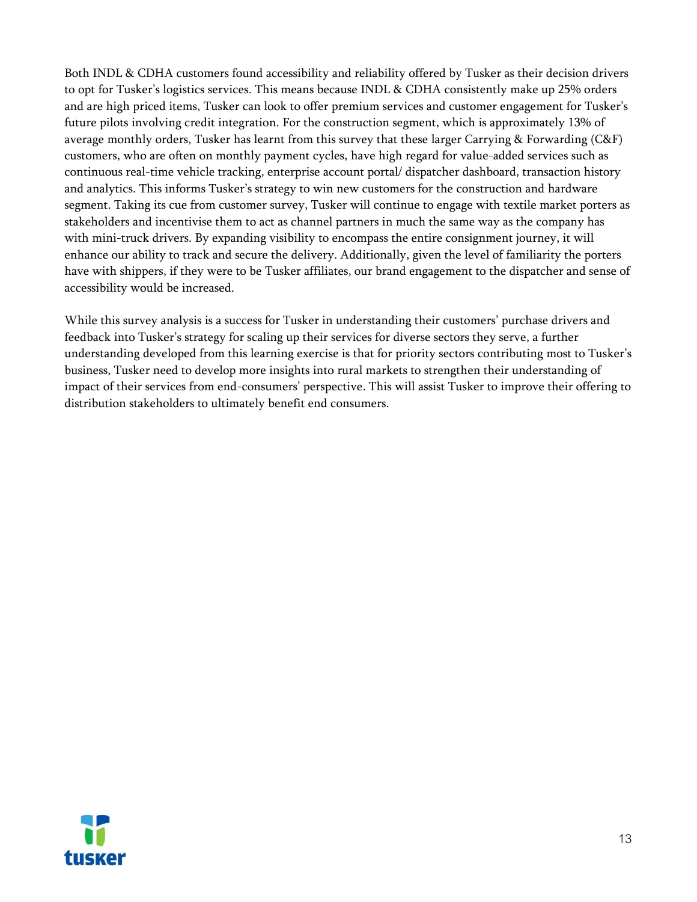Both INDL & CDHA customers found accessibility and reliability offered by Tusker as their decision drivers to opt for Tusker's logistics services. This means because INDL & CDHA consistently make up 25% orders and are high priced items, Tusker can look to offer premium services and customer engagement for Tusker's future pilots involving credit integration. For the construction segment, which is approximately 13% of average monthly orders, Tusker has learnt from this survey that these larger Carrying & Forwarding (C&F) customers, who are often on monthly payment cycles, have high regard for value-added services such as continuous real-time vehicle tracking, enterprise account portal/ dispatcher dashboard, transaction history and analytics. This informs Tusker's strategy to win new customers for the construction and hardware segment. Taking its cue from customer survey, Tusker will continue to engage with textile market porters as stakeholders and incentivise them to act as channel partners in much the same way as the company has with mini-truck drivers. By expanding visibility to encompass the entire consignment journey, it will enhance our ability to track and secure the delivery. Additionally, given the level of familiarity the porters have with shippers, if they were to be Tusker affiliates, our brand engagement to the dispatcher and sense of accessibility would be increased.

While this survey analysis is a success for Tusker in understanding their customers' purchase drivers and feedback into Tusker's strategy for scaling up their services for diverse sectors they serve, a further understanding developed from this learning exercise is that for priority sectors contributing most to Tusker's business, Tusker need to develop more insights into rural markets to strengthen their understanding of impact of their services from end-consumers' perspective. This will assist Tusker to improve their offering to distribution stakeholders to ultimately benefit end consumers.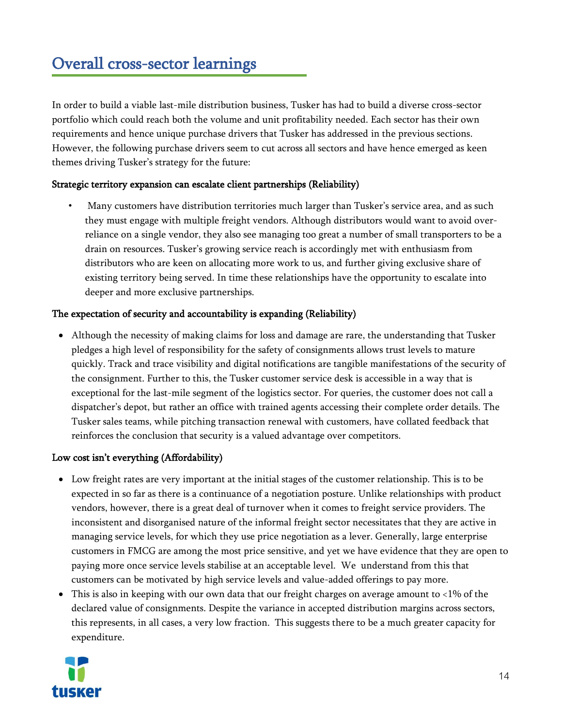## Overall cross-sector learnings

In order to build a viable last-mile distribution business, Tusker has had to build a diverse cross-sector portfolio which could reach both the volume and unit profitability needed. Each sector has their own requirements and hence unique purchase drivers that Tusker has addressed in the previous sections. However, the following purchase drivers seem to cut across all sectors and have hence emerged as keen themes driving Tusker's strategy for the future:

**Strategic territory expansion can escalate client partnerships (Reliability)**

- Many customers have distribution territories much larger than Tusker's service area, and as such they must engage with multiple freight vendors. Although distributors would want to avoid over-reliance on a single vendor, they also see managing too great a number of small transporters to be a drain on resources. Tusker's growing service reach is accordingly met with enthusiasm from distributors who are keen on allocating more work to us, and further giving exclusive share of existing territory being served. In time these relationships have the opportunity to escalate into deeper and more exclusive partnerships.

**The expectation of security and accountability is expanding (Reliability)**

- Although the necessity of making claims for loss and damage are rare, the understanding that Tusker pledges a high level of responsibility for the safety of consignments allows trust levels to mature quickly. Track and trace visibility and digital notifications are tangible manifestations of the security of the consignment. Further to this, the Tusker customer service desk is accessible in a way that is exceptional for the last-mile segment of the logistics sector. For queries, the customer does not call a dispatcher's depot, but rather an office with trained agents accessing their complete order details. The Tusker sales teams, while pitching transaction renewal with customers, have collated feedback that reinforces the conclusion that security is a valued advantage over competitors.

**Low cost isn't everything (Affordability)**

- Low freight rates are very important at the initial stages of the customer relationship. This is to be expected in so far as there is a continuance of a negotiation posture. Unlike relationships with product vendors, however, there is a great deal of turnover when it comes to freight service providers. The inconsistent and disorganised nature of the informal freight sector necessitates that they are active in managing service levels, for which they use price negotiation as a lever. Generally, large enterprise customers in FMCG are among the most price sensitive, and yet we have evidence that they are open to paying more once service levels stabilise at an acceptable level. We understand from this that customers can be motivated by high service levels and value-added offerings to pay more.
- This is also in keeping with our own data that our freight charges on average amount to <1% of the declared value of consignments. Despite the variance in accepted distribution margins across sectors, this represents, in all cases, a very low fraction. This suggests there to be a much greater capacity for expenditure.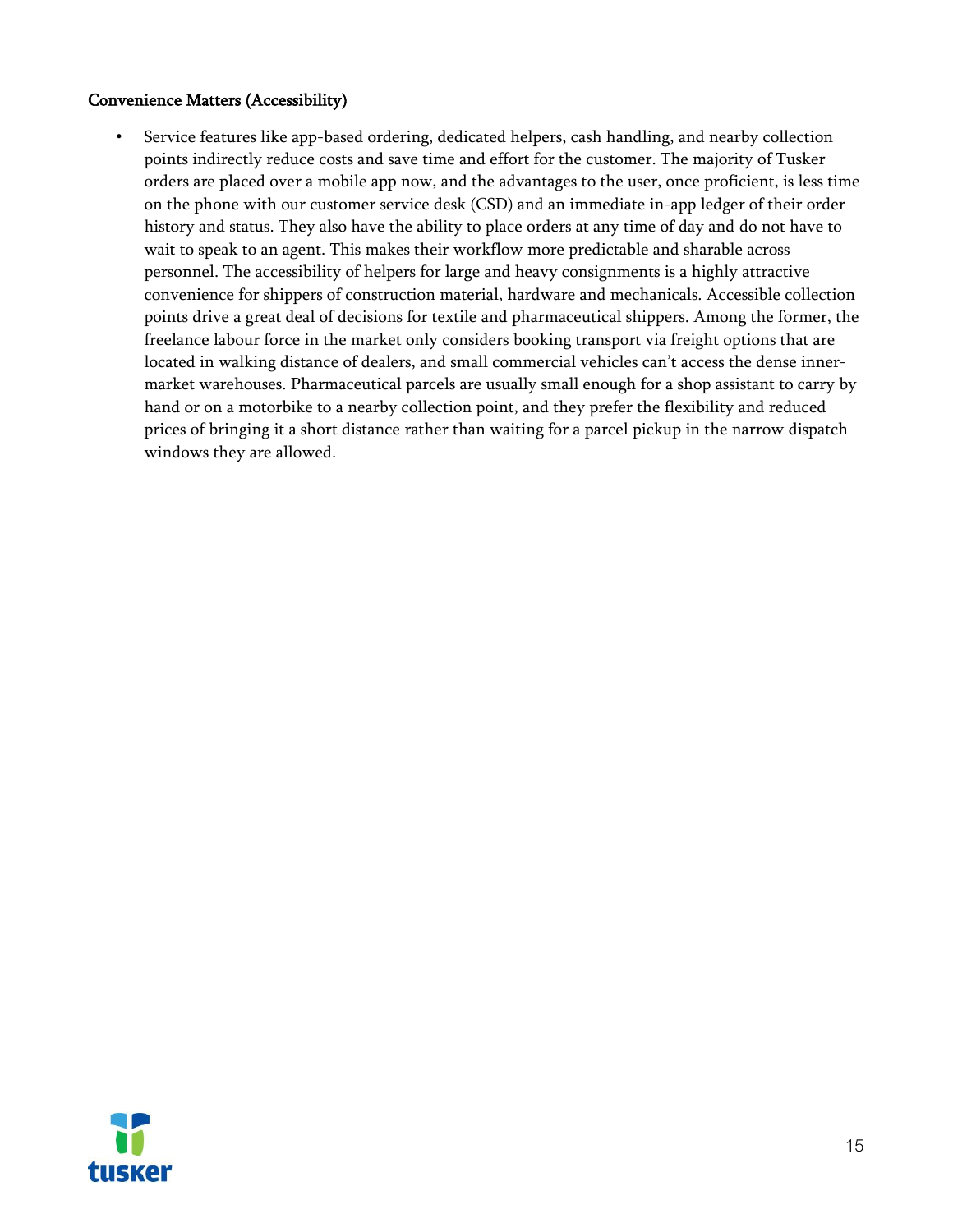**Convenience Matters (Accessibility)**

- Service features like app-based ordering, dedicated helpers, cash handling, and nearby collection points indirectly reduce costs and save time and effort for the customer. The majority of Tusker orders are placed over a mobile app now, and the advantages to the user, once proficient, is less time on the phone with our customer service desk (CSD) and an immediate in-app ledger of their order history and status. They also have the ability to place orders at any time of day and do not have to wait to speak to an agent. This makes their workflow more predictable and sharable across personnel. The accessibility of helpers for large and heavy consignments is a highly attractive convenience for shippers of construction material, hardware and mechanicals. Accessible collection points drive a great deal of decisions for textile and pharmaceutical shippers. Among the former, the freelance labour force in the market only considers booking transport via freight options that are located in walking distance of dealers, and small commercial vehicles can't access the dense inner-market warehouses. Pharmaceutical parcels are usually small enough for a shop assistant to carry by hand or on a motorbike to a nearby collection point, and they prefer the flexibility and reduced prices of bringing it a short distance rather than waiting for a parcel pickup in the narrow dispatch windows they are allowed.